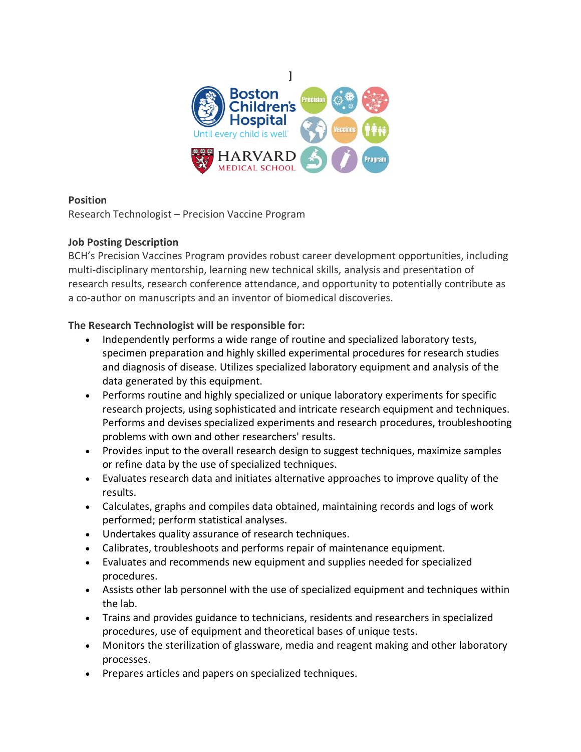]

**Position**
Research Technologist – Precision Vaccine Program

**Job Posting Description**
BCH's Precision Vaccines Program provides robust career development opportunities, including multi-disciplinary mentorship, learning new technical skills, analysis and presentation of research results, research conference attendance, and opportunity to potentially contribute as a co-author on manuscripts and an inventor of biomedical discoveries.

**The Research Technologist will be responsible for:**

- Independently performs a wide range of routine and specialized laboratory tests, specimen preparation and highly skilled experimental procedures for research studies and diagnosis of disease. Utilizes specialized laboratory equipment and analysis of the data generated by this equipment.
- Performs routine and highly specialized or unique laboratory experiments for specific research projects, using sophisticated and intricate research equipment and techniques. Performs and devises specialized experiments and research procedures, troubleshooting problems with own and other researchers' results.
- Provides input to the overall research design to suggest techniques, maximize samples or refine data by the use of specialized techniques.
- Evaluates research data and initiates alternative approaches to improve quality of the results.
- Calculates, graphs and compiles data obtained, maintaining records and logs of work performed; perform statistical analyses.
- Undertakes quality assurance of research techniques.
- Calibrates, troubleshoots and performs repair of maintenance equipment.
- Evaluates and recommends new equipment and supplies needed for specialized procedures.
- Assists other lab personnel with the use of specialized equipment and techniques within the lab.
- Trains and provides guidance to technicians, residents and researchers in specialized procedures, use of equipment and theoretical bases of unique tests.
- Monitors the sterilization of glassware, media and reagent making and other laboratory processes.
- Prepares articles and papers on specialized techniques.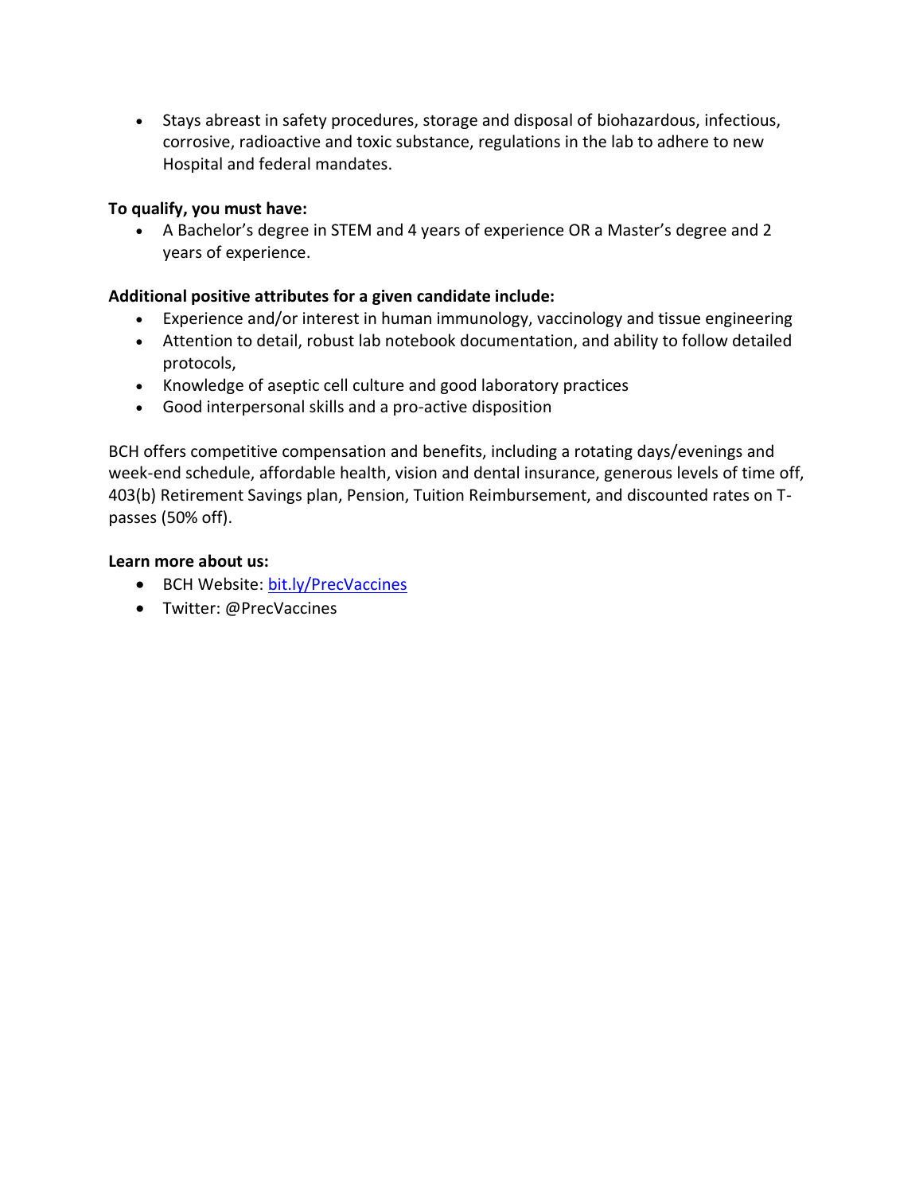- Stays abreast in safety procedures, storage and disposal of biohazardous, infectious, corrosive, radioactive and toxic substance, regulations in the lab to adhere to new Hospital and federal mandates.

**To qualify, you must have:**

- A Bachelor's degree in STEM and 4 years of experience OR a Master's degree and 2 years of experience.

**Additional positive attributes for a given candidate include:**

- Experience and/or interest in human immunology, vaccinology and tissue engineering
- Attention to detail, robust lab notebook documentation, and ability to follow detailed protocols,
- Knowledge of aseptic cell culture and good laboratory practices
- Good interpersonal skills and a pro-active disposition

BCH offers competitive compensation and benefits, including a rotating days/evenings and week-end schedule, affordable health, vision and dental insurance, generous levels of time off, 403(b) Retirement Savings plan, Pension, Tuition Reimbursement, and discounted rates on T-passes (50% off).

**Learn more about us:**

- BCH Website: [bit.ly/PrecVaccines](bit.ly/PrecVaccines)
- Twitter: @PrecVaccines